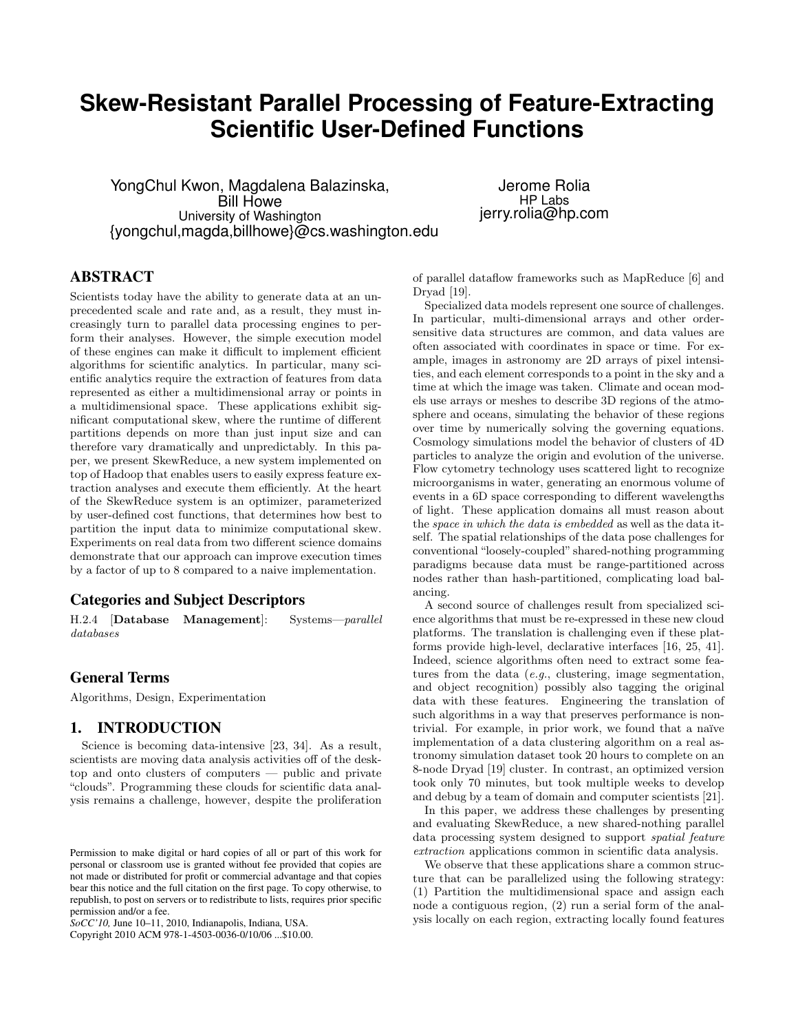# Skew-Resistant Parallel Processing of Feature-Extracting Scientific User-Defined Functions

YongChul Kwon, Magdalena Balazinska, Bill Howe
University of Washington
{yongchul,magda,billhowe}@cs.washington.edu

Jerome Rolia
HP Labs
jerry.rolia@hp.com

## ABSTRACT

Scientists today have the ability to generate data at an unprecedented scale and rate and, as a result, they must increasingly turn to parallel data processing engines to perform their analyses. However, the simple execution model of these engines can make it difficult to implement efficient algorithms for scientific analytics. In particular, many scientific analytics require the extraction of features from data represented as either a multidimensional array or points in a multidimensional space. These applications exhibit significant computational skew, where the runtime of different partitions depends on more than just input size and can therefore vary dramatically and unpredictably. In this paper, we present SkewReduce, a new system implemented on top of Hadoop that enables users to easily express feature extraction analyses and execute them efficiently. At the heart of the SkewReduce system is an optimizer, parameterized by user-defined cost functions, that determines how best to partition the input data to minimize computational skew. Experiments on real data from two different science domains demonstrate that our approach can improve execution times by a factor of up to 8 compared to a naive implementation.

### Categories and Subject Descriptors

H.2.4 [**Database Management**]: Systems—*parallel databases*

### General Terms

Algorithms, Design, Experimentation

## 1. INTRODUCTION

Science is becoming data-intensive [23, 34]. As a result, scientists are moving data analysis activities off of the desktop and onto clusters of computers — public and private "clouds". Programming these clouds for scientific data analysis remains a challenge, however, despite the proliferation of parallel dataflow frameworks such as MapReduce [6] and Dryad [19].

Specialized data models represent one source of challenges. In particular, multi-dimensional arrays and other order-sensitive data structures are common, and data values are often associated with coordinates in space or time. For example, images in astronomy are 2D arrays of pixel intensities, and each element corresponds to a point in the sky and a time at which the image was taken. Climate and ocean models use arrays or meshes to describe 3D regions of the atmosphere and oceans, simulating the behavior of these regions over time by numerically solving the governing equations. Cosmology simulations model the behavior of clusters of 4D particles to analyze the origin and evolution of the universe. Flow cytometry technology uses scattered light to recognize microorganisms in water, generating an enormous volume of events in a 6D space corresponding to different wavelengths of light. These application domains all must reason about the *space in which the data is embedded* as well as the data itself. The spatial relationships of the data pose challenges for conventional "loosely-coupled" shared-nothing programming paradigms because data must be range-partitioned across nodes rather than hash-partitioned, complicating load balancing.

A second source of challenges result from specialized science algorithms that must be re-expressed in these new cloud platforms. The translation is challenging even if these platforms provide high-level, declarative interfaces [16, 25, 41]. Indeed, science algorithms often need to extract some features from the data (*e.g.*, clustering, image segmentation, and object recognition) possibly also tagging the original data with these features. Engineering the translation of such algorithms in a way that preserves performance is non-trivial. For example, in prior work, we found that a naïve implementation of a data clustering algorithm on a real astronomy simulation dataset took 20 hours to complete on an 8-node Dryad [19] cluster. In contrast, an optimized version took only 70 minutes, but took multiple weeks to develop and debug by a team of domain and computer scientists [21].

In this paper, we address these challenges by presenting and evaluating SkewReduce, a new shared-nothing parallel data processing system designed to support *spatial feature extraction* applications common in scientific data analysis.

We observe that these applications share a common structure that can be parallelized using the following strategy: (1) Partition the multidimensional space and assign each node a contiguous region, (2) run a serial form of the analysis locally on each region, extracting locally found features

Permission to make digital or hard copies of all or part of this work for personal or classroom use is granted without fee provided that copies are not made or distributed for profit or commercial advantage and that copies bear this notice and the full citation on the first page. To copy otherwise, to republish, to post on servers or to redistribute to lists, requires prior specific permission and/or a fee.
*SoCC'10,* June 10–11, 2010, Indianapolis, Indiana, USA.
Copyright 2010 ACM 978-1-4503-0036-0/10/06 ...$10.00.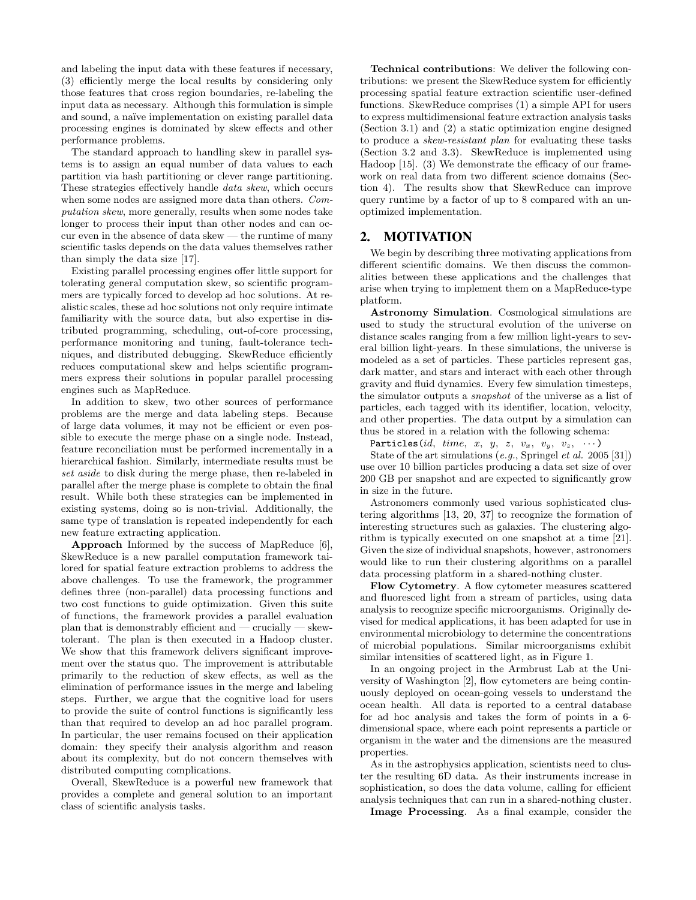and labeling the input data with these features if necessary, (3) efficiently merge the local results by considering only those features that cross region boundaries, re-labeling the input data as necessary. Although this formulation is simple and sound, a naïve implementation on existing parallel data processing engines is dominated by skew effects and other performance problems.

The standard approach to handling skew in parallel systems is to assign an equal number of data values to each partition via hash partitioning or clever range partitioning. These strategies effectively handle *data skew*, which occurs when some nodes are assigned more data than others. *Computation skew*, more generally, results when some nodes take longer to process their input than other nodes and can occur even in the absence of data skew — the runtime of many scientific tasks depends on the data values themselves rather than simply the data size [17].

Existing parallel processing engines offer little support for tolerating general computation skew, so scientific programmers are typically forced to develop ad hoc solutions. At realistic scales, these ad hoc solutions not only require intimate familiarity with the source data, but also expertise in distributed programming, scheduling, out-of-core processing, performance monitoring and tuning, fault-tolerance techniques, and distributed debugging. SkewReduce efficiently reduces computational skew and helps scientific programmers express their solutions in popular parallel processing engines such as MapReduce.

In addition to skew, two other sources of performance problems are the merge and data labeling steps. Because of large data volumes, it may not be efficient or even possible to execute the merge phase on a single node. Instead, feature reconciliation must be performed incrementally in a hierarchical fashion. Similarly, intermediate results must be *set aside* to disk during the merge phase, then re-labeled in parallel after the merge phase is complete to obtain the final result. While both these strategies can be implemented in existing systems, doing so is non-trivial. Additionally, the same type of translation is repeated independently for each new feature extracting application.

**Approach** Informed by the success of MapReduce [6], SkewReduce is a new parallel computation framework tailored for spatial feature extraction problems to address the above challenges. To use the framework, the programmer defines three (non-parallel) data processing functions and two cost functions to guide optimization. Given this suite of functions, the framework provides a parallel evaluation plan that is demonstrably efficient and — crucially — skew-tolerant. The plan is then executed in a Hadoop cluster. We show that this framework delivers significant improvement over the status quo. The improvement is attributable primarily to the reduction of skew effects, as well as the elimination of performance issues in the merge and labeling steps. Further, we argue that the cognitive load for users to provide the suite of control functions is significantly less than that required to develop an ad hoc parallel program. In particular, the user remains focused on their application domain: they specify their analysis algorithm and reason about its complexity, but do not concern themselves with distributed computing complications.

Overall, SkewReduce is a powerful new framework that provides a complete and general solution to an important class of scientific analysis tasks.

**Technical contributions**: We deliver the following contributions: we present the SkewReduce system for efficiently processing spatial feature extraction scientific user-defined functions. SkewReduce comprises (1) a simple API for users to express multidimensional feature extraction analysis tasks (Section 3.1) and (2) a static optimization engine designed to produce a *skew-resistant plan* for evaluating these tasks (Section 3.2 and 3.3). SkewReduce is implemented using Hadoop [15]. (3) We demonstrate the efficacy of our framework on real data from two different science domains (Section 4). The results show that SkewReduce can improve query runtime by a factor of up to 8 compared with an unoptimized implementation.

## 2. MOTIVATION

We begin by describing three motivating applications from different scientific domains. We then discuss the commonalities between these applications and the challenges that arise when trying to implement them on a MapReduce-type platform.

**Astronomy Simulation**. Cosmological simulations are used to study the structural evolution of the universe on distance scales ranging from a few million light-years to several billion light-years. In these simulations, the universe is modeled as a set of particles. These particles represent gas, dark matter, and stars and interact with each other through gravity and fluid dynamics. Every few simulation timesteps, the simulator outputs a *snapshot* of the universe as a list of particles, each tagged with its identifier, location, velocity, and other properties. The data output by a simulation can thus be stored in a relation with the following schema:

Particles($id$, $time$, $x$, $y$, $z$, $v_x$, $v_y$, $v_z$, $\cdots$)

State of the art simulations (*e.g.*, Springel *et al.* 2005 [31]) use over 10 billion particles producing a data set size of over 200 GB per snapshot and are expected to significantly grow in size in the future.

Astronomers commonly used various sophisticated clustering algorithms [13, 20, 37] to recognize the formation of interesting structures such as galaxies. The clustering algorithm is typically executed on one snapshot at a time [21]. Given the size of individual snapshots, however, astronomers would like to run their clustering algorithms on a parallel data processing platform in a shared-nothing cluster.

**Flow Cytometry**. A flow cytometer measures scattered and fluoresced light from a stream of particles, using data analysis to recognize specific microorganisms. Originally devised for medical applications, it has been adapted for use in environmental microbiology to determine the concentrations of microbial populations. Similar microorganisms exhibit similar intensities of scattered light, as in Figure 1.

In an ongoing project in the Armbrust Lab at the University of Washington [2], flow cytometers are being continuously deployed on ocean-going vessels to understand the ocean health. All data is reported to a central database for ad hoc analysis and takes the form of points in a 6-dimensional space, where each point represents a particle or organism in the water and the dimensions are the measured properties.

As in the astrophysics application, scientists need to cluster the resulting 6D data. As their instruments increase in sophistication, so does the data volume, calling for efficient analysis techniques that can run in a shared-nothing cluster.

**Image Processing**. As a final example, consider the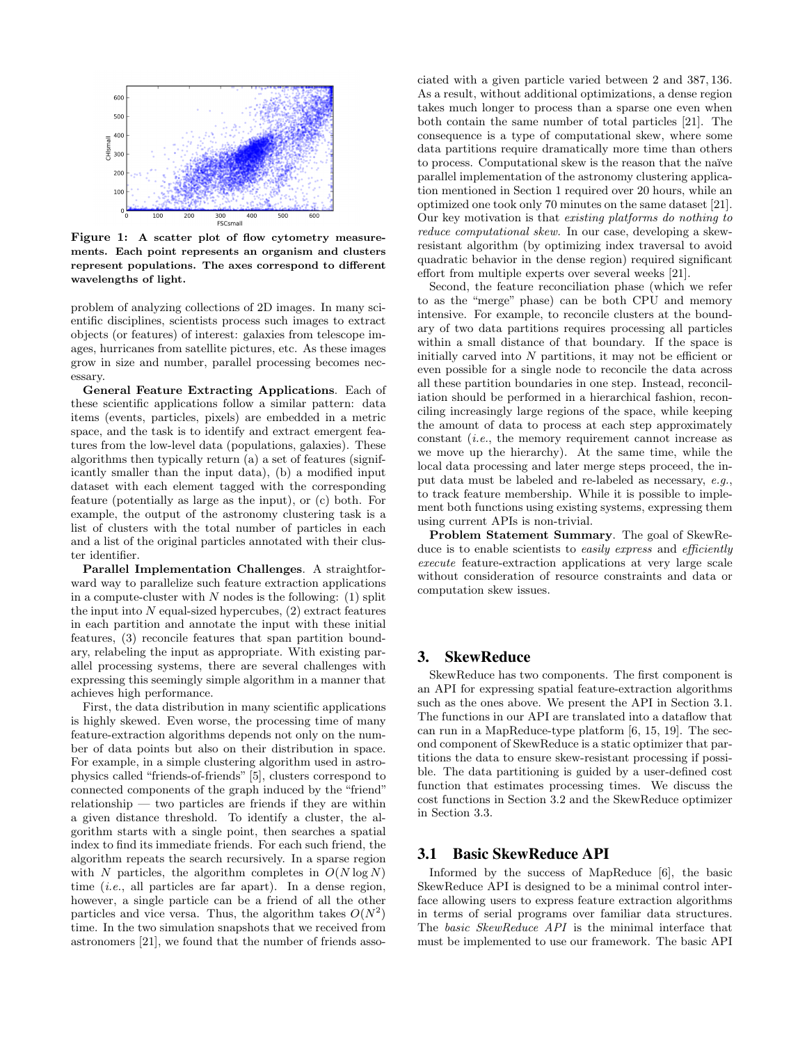Figure 1: A scatter plot of flow cytometry measurements. Each point represents an organism and clusters represent populations. The axes correspond to different wavelengths of light.

problem of analyzing collections of 2D images. In many scientific disciplines, scientists process such images to extract objects (or features) of interest: galaxies from telescope images, hurricanes from satellite pictures, etc. As these images grow in size and number, parallel processing becomes necessary.

**General Feature Extracting Applications**. Each of these scientific applications follow a similar pattern: data items (events, particles, pixels) are embedded in a metric space, and the task is to identify and extract emergent features from the low-level data (populations, galaxies). These algorithms then typically return (a) a set of features (significantly smaller than the input data), (b) a modified input dataset with each element tagged with the corresponding feature (potentially as large as the input), or (c) both. For example, the output of the astronomy clustering task is a list of clusters with the total number of particles in each and a list of the original particles annotated with their cluster identifier.

**Parallel Implementation Challenges**. A straightforward way to parallelize such feature extraction applications in a compute-cluster with $N$ nodes is the following: (1) split the input into $N$ equal-sized hypercubes, (2) extract features in each partition and annotate the input with these initial features, (3) reconcile features that span partition boundary, relabeling the input as appropriate. With existing parallel processing systems, there are several challenges with expressing this seemingly simple algorithm in a manner that achieves high performance.

First, the data distribution in many scientific applications is highly skewed. Even worse, the processing time of many feature-extraction algorithms depends not only on the number of data points but also on their distribution in space. For example, in a simple clustering algorithm used in astrophysics called "friends-of-friends" [5], clusters correspond to connected components of the graph induced by the "friend" relationship — two particles are friends if they are within a given distance threshold. To identify a cluster, the algorithm starts with a single point, then searches a spatial index to find its immediate friends. For each such friend, the algorithm repeats the search recursively. In a sparse region with $N$ particles, the algorithm completes in $O(N \log N)$ time (*i.e.*, all particles are far apart). In a dense region, however, a single particle can be a friend of all the other particles and vice versa. Thus, the algorithm takes $O(N^2)$ time. In the two simulation snapshots that we received from astronomers [21], we found that the number of friends associated with a given particle varied between 2 and 387,136. As a result, without additional optimizations, a dense region takes much longer to process than a sparse one even when both contain the same number of total particles [21]. The consequence is a type of computational skew, where some data partitions require dramatically more time than others to process. Computational skew is the reason that the naïve parallel implementation of the astronomy clustering application mentioned in Section 1 required over 20 hours, while an optimized one took only 70 minutes on the same dataset [21]. Our key motivation is that *existing platforms do nothing to reduce computational skew*. In our case, developing a skew-resistant algorithm (by optimizing index traversal to avoid quadratic behavior in the dense region) required significant effort from multiple experts over several weeks [21].

Second, the feature reconciliation phase (which we refer to as the "merge" phase) can be both CPU and memory intensive. For example, to reconcile clusters at the boundary of two data partitions requires processing all particles within a small distance of that boundary. If the space is initially carved into $N$ partitions, it may not be efficient or even possible for a single node to reconcile the data across all these partition boundaries in one step. Instead, reconciliation should be performed in a hierarchical fashion, reconciling increasingly large regions of the space, while keeping the amount of data to process at each step approximately constant (*i.e.*, the memory requirement cannot increase as we move up the hierarchy). At the same time, while the local data processing and later merge steps proceed, the input data must be labeled and re-labeled as necessary, *e.g.*, to track feature membership. While it is possible to implement both functions using existing systems, expressing them using current APIs is non-trivial.

**Problem Statement Summary**. The goal of SkewReduce is to enable scientists to *easily express* and *efficiently execute* feature-extraction applications at very large scale without consideration of resource constraints and data or computation skew issues.

## 3. SkewReduce

SkewReduce has two components. The first component is an API for expressing spatial feature-extraction algorithms such as the ones above. We present the API in Section 3.1. The functions in our API are translated into a dataflow that can run in a MapReduce-type platform [6, 15, 19]. The second component of SkewReduce is a static optimizer that partitions the data to ensure skew-resistant processing if possible. The data partitioning is guided by a user-defined cost function that estimates processing times. We discuss the cost functions in Section 3.2 and the SkewReduce optimizer in Section 3.3.

### 3.1 Basic SkewReduce API

Informed by the success of MapReduce [6], the basic SkewReduce API is designed to be a minimal control interface allowing users to express feature extraction algorithms in terms of serial programs over familiar data structures. The *basic SkewReduce API* is the minimal interface that must be implemented to use our framework. The basic API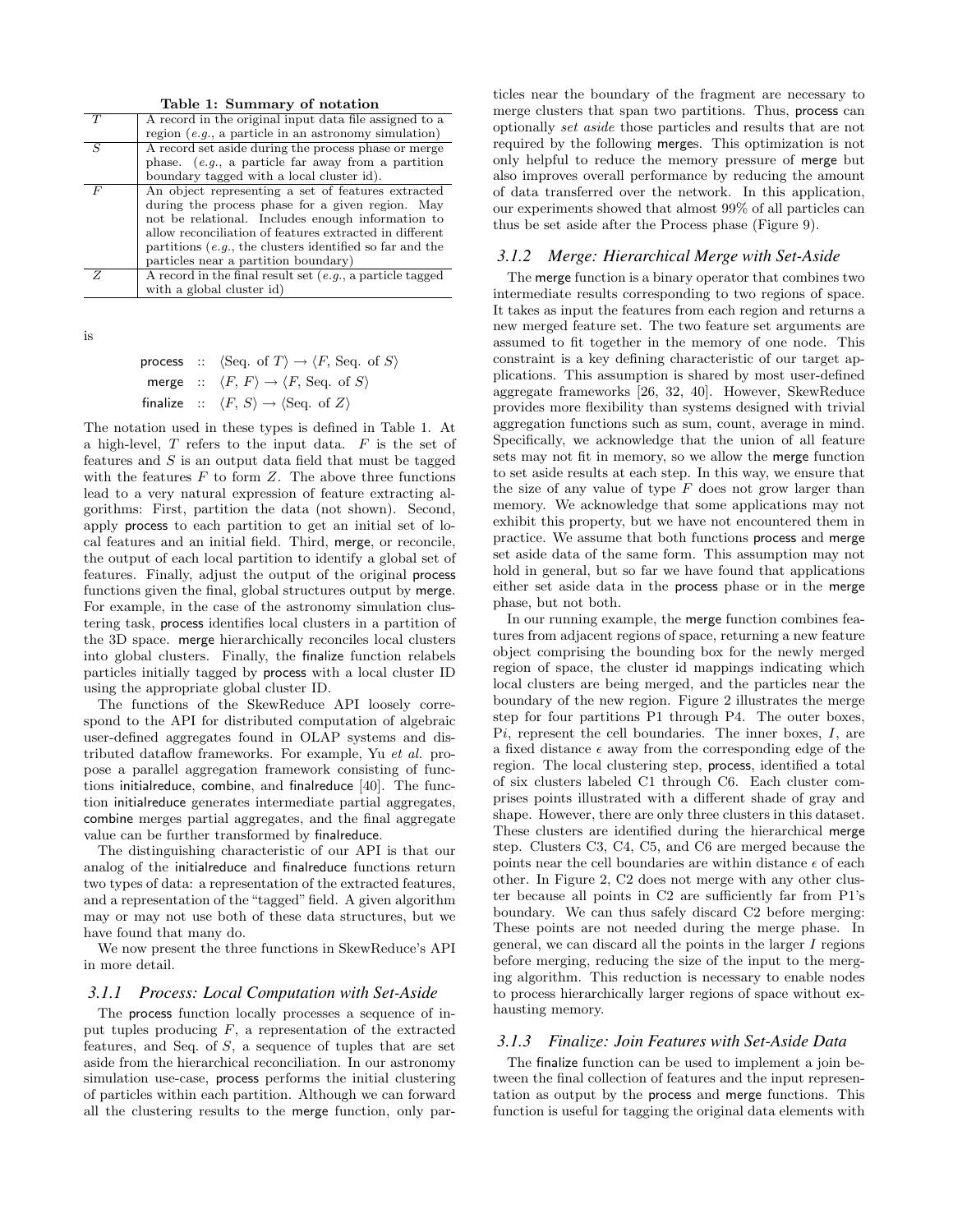**Table 1: Summary of notation**

| | |
|---|---|
| $T$ | A record in the original input data file assigned to a region (*e.g.*, a particle in an astronomy simulation) |
| $S$ | A record set aside during the process phase or merge phase. (*e.g.*, a particle far away from a partition boundary tagged with a local cluster id). |
| $F$ | An object representing a set of features extracted during the process phase for a given region. May not be relational. Includes enough information to allow reconciliation of features extracted in different partitions (*e.g.*, the clusters identified so far and the particles near a partition boundary) |
| $Z$ | A record in the final result set (*e.g.*, a particle tagged with a global cluster id) |

is

$$\begin{aligned} \mathsf{process} &:: \langle \text{Seq. of } T \rangle \rightarrow \langle F, \text{Seq. of } S \rangle \\ \mathsf{merge} &:: \langle F, F \rangle \rightarrow \langle F, \text{Seq. of } S \rangle \\ \mathsf{finalize} &:: \langle F, S \rangle \rightarrow \langle \text{Seq. of } Z \rangle \end{aligned}$$

The notation used in these types is defined in Table 1. At a high-level, $T$ refers to the input data. $F$ is the set of features and $S$ is an output data field that must be tagged with the features $F$ to form $Z$. The above three functions lead to a very natural expression of feature extracting algorithms: First, partition the data (not shown). Second, apply process to each partition to get an initial set of local features and an initial field. Third, merge, or reconcile, the output of each local partition to identify a global set of features. Finally, adjust the output of the original process functions given the final, global structures output by merge. For example, in the case of the astronomy simulation clustering task, process identifies local clusters in a partition of the 3D space. merge hierarchically reconciles local clusters into global clusters. Finally, the finalize function relabels particles initially tagged by process with a local cluster ID using the appropriate global cluster ID.

The functions of the SkewReduce API loosely correspond to the API for distributed computation of algebraic user-defined aggregates found in OLAP systems and distributed dataflow frameworks. For example, Yu *et al.* propose a parallel aggregation framework consisting of functions initialreduce, combine, and finalreduce [40]. The function initialreduce generates intermediate partial aggregates, combine merges partial aggregates, and the final aggregate value can be further transformed by finalreduce.

The distinguishing characteristic of our API is that our analog of the initialreduce and finalreduce functions return two types of data: a representation of the extracted features, and a representation of the "tagged" field. A given algorithm may or may not use both of these data structures, but we have found that many do.

We now present the three functions in SkewReduce's API in more detail.

### 3.1.1 Process: Local Computation with Set-Aside

The process function locally processes a sequence of input tuples producing $F$, a representation of the extracted features, and Seq. of $S$, a sequence of tuples that are set aside from the hierarchical reconciliation. In our astronomy simulation use-case, process performs the initial clustering of particles within each partition. Although we can forward all the clustering results to the merge function, only particles near the boundary of the fragment are necessary to merge clusters that span two partitions. Thus, process can optionally *set aside* those particles and results that are not required by the following merges. This optimization is not only helpful to reduce the memory pressure of merge but also improves overall performance by reducing the amount of data transferred over the network. In this application, our experiments showed that almost 99% of all particles can thus be set aside after the Process phase (Figure 9).

### 3.1.2 Merge: Hierarchical Merge with Set-Aside

The merge function is a binary operator that combines two intermediate results corresponding to two regions of space. It takes as input the features from each region and returns a new merged feature set. The two feature set arguments are assumed to fit together in the memory of one node. This constraint is a key defining characteristic of our target applications. This assumption is shared by most user-defined aggregate frameworks [26, 32, 40]. However, SkewReduce provides more flexibility than systems designed with trivial aggregation functions such as sum, count, average in mind. Specifically, we acknowledge that the union of all feature sets may not fit in memory, so we allow the merge function to set aside results at each step. In this way, we ensure that the size of any value of type $F$ does not grow larger than memory. We acknowledge that some applications may not exhibit this property, but we have not encountered them in practice. We assume that both functions process and merge set aside data of the same form. This assumption may not hold in general, but so far we have found that applications either set aside data in the process phase or in the merge phase, but not both.

In our running example, the merge function combines features from adjacent regions of space, returning a new feature object comprising the bounding box for the newly merged region of space, the cluster id mappings indicating which local clusters are being merged, and the particles near the boundary of the new region. Figure 2 illustrates the merge step for four partitions P1 through P4. The outer boxes, P$i$, represent the cell boundaries. The inner boxes, $I$, are a fixed distance $\epsilon$ away from the corresponding edge of the region. The local clustering step, process, identified a total of six clusters labeled C1 through C6. Each cluster comprises points illustrated with a different shade of gray and shape. However, there are only three clusters in this dataset. These clusters are identified during the hierarchical merge step. Clusters C3, C4, C5, and C6 are merged because the points near the cell boundaries are within distance $\epsilon$ of each other. In Figure 2, C2 does not merge with any other cluster because all points in C2 are sufficiently far from P1's boundary. We can thus safely discard C2 before merging: These points are not needed during the merge phase. In general, we can discard all the points in the larger $I$ regions before merging, reducing the size of the input to the merging algorithm. This reduction is necessary to enable nodes to process hierarchically larger regions of space without exhausting memory.

### 3.1.3 Finalize: Join Features with Set-Aside Data

The finalize function can be used to implement a join between the final collection of features and the input representation as output by the process and merge functions. This function is useful for tagging the original data elements with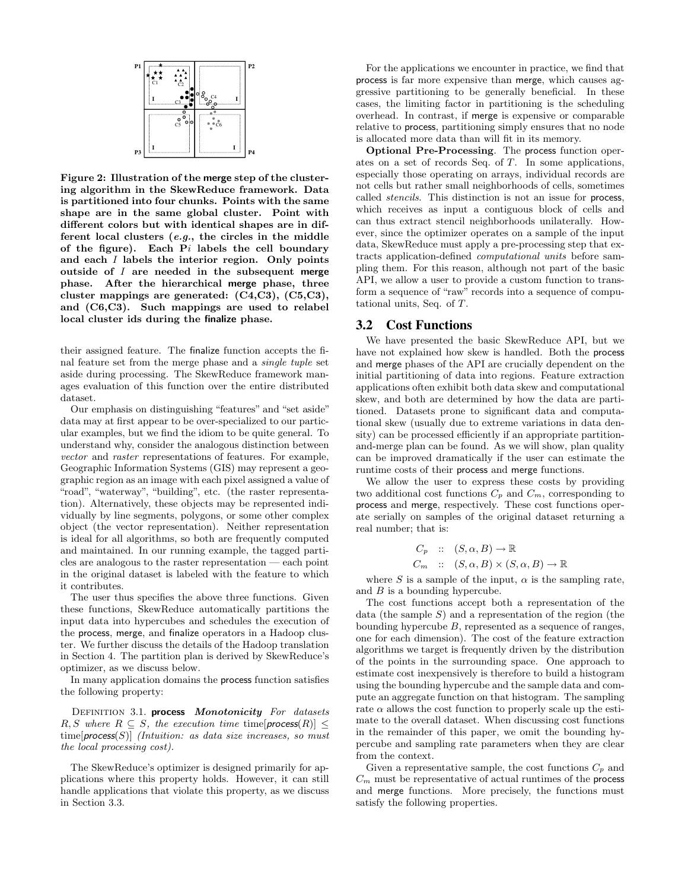**Figure 2: Illustration of the merge step of the clustering algorithm in the SkewReduce framework. Data is partitioned into four chunks. Points with the same shape are in the same global cluster. Point with different colors but with identical shapes are in different local clusters (*e.g.*, the circles in the middle of the figure). Each P*i* labels the cell boundary and each *I* labels the interior region. Only points outside of *I* are needed in the subsequent merge phase. After the hierarchical merge phase, three cluster mappings are generated: (C4,C3), (C5,C3), and (C6,C3). Such mappings are used to relabel local cluster ids during the finalize phase.**

their assigned feature. The finalize function accepts the final feature set from the merge phase and a *single tuple* set aside during processing. The SkewReduce framework manages evaluation of this function over the entire distributed dataset.

Our emphasis on distinguishing "features" and "set aside" data may at first appear to be over-specialized to our particular examples, but we find the idiom to be quite general. To understand why, consider the analogous distinction between *vector* and *raster* representations of features. For example, Geographic Information Systems (GIS) may represent a geographic region as an image with each pixel assigned a value of "road", "waterway", "building", etc. (the raster representation). Alternatively, these objects may be represented individually by line segments, polygons, or some other complex object (the vector representation). Neither representation is ideal for all algorithms, so both are frequently computed and maintained. In our running example, the tagged particles are analogous to the raster representation — each point in the original dataset is labeled with the feature to which it contributes.

The user thus specifies the above three functions. Given these functions, SkewReduce automatically partitions the input data into hypercubes and schedules the execution of the process, merge, and finalize operators in a Hadoop cluster. We further discuss the details of the Hadoop translation in Section 4. The partition plan is derived by SkewReduce's optimizer, as we discuss below.

In many application domains the process function satisfies the following property:

Definition 3.1. **process** ***Monotonicity*** *For datasets* $R, S$ *where* $R \subseteq S$*, the execution time* time[*process*$(R)$] $\leq$ time[*process*$(S)$] *(Intuition: as data size increases, so must the local processing cost).*

The SkewReduce's optimizer is designed primarily for applications where this property holds. However, it can still handle applications that violate this property, as we discuss in Section 3.3.

For the applications we encounter in practice, we find that process is far more expensive than merge, which causes aggressive partitioning to be generally beneficial. In these cases, the limiting factor in partitioning is the scheduling overhead. In contrast, if merge is expensive or comparable relative to process, partitioning simply ensures that no node is allocated more data than will fit in its memory.

**Optional Pre-Processing**. The process function operates on a set of records Seq. of $T$. In some applications, especially those operating on arrays, individual records are not cells but rather small neighborhoods of cells, sometimes called *stencils*. This distinction is not an issue for process, which receives as input a contiguous block of cells and can thus extract stencil neighborhoods unilaterally. However, since the optimizer operates on a sample of the input data, SkewReduce must apply a pre-processing step that extracts application-defined *computational units* before sampling them. For this reason, although not part of the basic API, we allow a user to provide a custom function to transform a sequence of "raw" records into a sequence of computational units, Seq. of $T$.

## 3.2 Cost Functions

We have presented the basic SkewReduce API, but we have not explained how skew is handled. Both the process and merge phases of the API are crucially dependent on the initial partitioning of data into regions. Feature extraction applications often exhibit both data skew and computational skew, and both are determined by how the data are partitioned. Datasets prone to significant data and computational skew (usually due to extreme variations in data density) can be processed efficiently if an appropriate partition-and-merge plan can be found. As we will show, plan quality can be improved dramatically if the user can estimate the runtime costs of their process and merge functions.

We allow the user to express these costs by providing two additional cost functions $C_p$ and $C_m$, corresponding to process and merge, respectively. These cost functions operate serially on samples of the original dataset returning a real number; that is:

$$C_p \;::\; (S, \alpha, B) \rightarrow \mathbb{R}$$
$$C_m \;::\; (S, \alpha, B) \times (S, \alpha, B) \rightarrow \mathbb{R}$$

where $S$ is a sample of the input, $\alpha$ is the sampling rate, and $B$ is a bounding hypercube.

The cost functions accept both a representation of the data (the sample $S$) and a representation of the region (the bounding hypercube $B$, represented as a sequence of ranges, one for each dimension). The cost of the feature extraction algorithms we target is frequently driven by the distribution of the points in the surrounding space. One approach to estimate cost inexpensively is therefore to build a histogram using the bounding hypercube and the sample data and compute an aggregate function on that histogram. The sampling rate $\alpha$ allows the cost function to properly scale up the estimate to the overall dataset. When discussing cost functions in the remainder of this paper, we omit the bounding hypercube and sampling rate parameters when they are clear from the context.

Given a representative sample, the cost functions $C_p$ and $C_m$ must be representative of actual runtimes of the process and merge functions. More precisely, the functions must satisfy the following properties.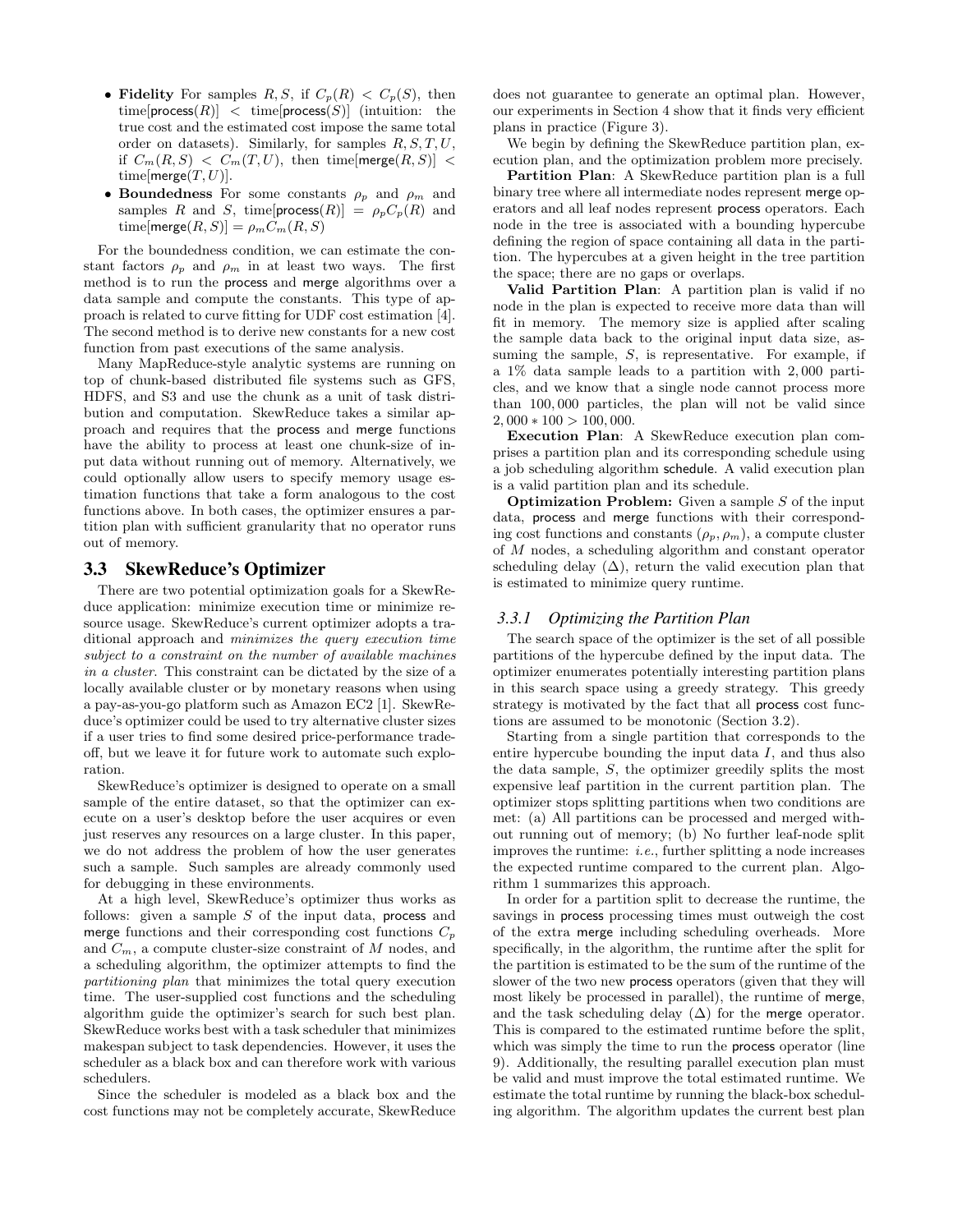- **Fidelity** For samples $R, S$, if $C_p(R) < C_p(S)$, then time[process($R$)] < time[process($S$)] (intuition: the true cost and the estimated cost impose the same total order on datasets). Similarly, for samples $R, S, T, U$, if $C_m(R, S) < C_m(T, U)$, then time[merge($R, S$)] < time[merge($T, U$)].
- **Boundedness** For some constants $\rho_p$ and $\rho_m$ and samples $R$ and $S$, time[process($R$)] $= \rho_p C_p(R)$ and time[merge($R, S$)] $= \rho_m C_m(R, S)$

For the boundedness condition, we can estimate the constant factors $\rho_p$ and $\rho_m$ in at least two ways. The first method is to run the process and merge algorithms over a data sample and compute the constants. This type of approach is related to curve fitting for UDF cost estimation [4]. The second method is to derive new constants for a new cost function from past executions of the same analysis.

Many MapReduce-style analytic systems are running on top of chunk-based distributed file systems such as GFS, HDFS, and S3 and use the chunk as a unit of task distribution and computation. SkewReduce takes a similar approach and requires that the process and merge functions have the ability to process at least one chunk-size of input data without running out of memory. Alternatively, we could optionally allow users to specify memory usage estimation functions that take a form analogous to the cost functions above. In both cases, the optimizer ensures a partition plan with sufficient granularity that no operator runs out of memory.

## 3.3 SkewReduce's Optimizer

There are two potential optimization goals for a SkewReduce application: minimize execution time or minimize resource usage. SkewReduce's current optimizer adopts a traditional approach and *minimizes the query execution time subject to a constraint on the number of available machines in a cluster.* This constraint can be dictated by the size of a locally available cluster or by monetary reasons when using a pay-as-you-go platform such as Amazon EC2 [1]. SkewReduce's optimizer could be used to try alternative cluster sizes if a user tries to find some desired price-performance tradeoff, but we leave it for future work to automate such exploration.

SkewReduce's optimizer is designed to operate on a small sample of the entire dataset, so that the optimizer can execute on a user's desktop before the user acquires or even just reserves any resources on a large cluster. In this paper, we do not address the problem of how the user generates such a sample. Such samples are already commonly used for debugging in these environments.

At a high level, SkewReduce's optimizer thus works as follows: given a sample $S$ of the input data, process and merge functions and their corresponding cost functions $C_p$ and $C_m$, a compute cluster-size constraint of $M$ nodes, and a scheduling algorithm, the optimizer attempts to find the *partitioning plan* that minimizes the total query execution time. The user-supplied cost functions and the scheduling algorithm guide the optimizer's search for such best plan. SkewReduce works best with a task scheduler that minimizes makespan subject to task dependencies. However, it uses the scheduler as a black box and can therefore work with various schedulers.

Since the scheduler is modeled as a black box and the cost functions may not be completely accurate, SkewReduce does not guarantee to generate an optimal plan. However, our experiments in Section 4 show that it finds very efficient plans in practice (Figure 3).

We begin by defining the SkewReduce partition plan, execution plan, and the optimization problem more precisely.

**Partition Plan**: A SkewReduce partition plan is a full binary tree where all intermediate nodes represent merge operators and all leaf nodes represent process operators. Each node in the tree is associated with a bounding hypercube defining the region of space containing all data in the partition. The hypercubes at a given height in the tree partition the space; there are no gaps or overlaps.

**Valid Partition Plan**: A partition plan is valid if no node in the plan is expected to receive more data than will fit in memory. The memory size is applied after scaling the sample data back to the original input data size, assuming the sample, $S$, is representative. For example, if a 1% data sample leads to a partition with 2,000 particles, and we know that a single node cannot process more than 100,000 particles, the plan will not be valid since $2,000 * 100 > 100,000$.

**Execution Plan**: A SkewReduce execution plan comprises a partition plan and its corresponding schedule using a job scheduling algorithm schedule. A valid execution plan is a valid partition plan and its schedule.

**Optimization Problem:** Given a sample $S$ of the input data, process and merge functions with their corresponding cost functions and constants $(\rho_p, \rho_m)$, a compute cluster of $M$ nodes, a scheduling algorithm and constant operator scheduling delay ($\Delta$), return the valid execution plan that is estimated to minimize query runtime.

### 3.3.1 Optimizing the Partition Plan

The search space of the optimizer is the set of all possible partitions of the hypercube defined by the input data. The optimizer enumerates potentially interesting partition plans in this search space using a greedy strategy. This greedy strategy is motivated by the fact that all process cost functions are assumed to be monotonic (Section 3.2).

Starting from a single partition that corresponds to the entire hypercube bounding the input data $I$, and thus also the data sample, $S$, the optimizer greedily splits the most expensive leaf partition in the current partition plan. The optimizer stops splitting partitions when two conditions are met: (a) All partitions can be processed and merged without running out of memory; (b) No further leaf-node split improves the runtime: *i.e.*, further splitting a node increases the expected runtime compared to the current plan. Algorithm 1 summarizes this approach.

In order for a partition split to decrease the runtime, the savings in process processing times must outweigh the cost of the extra merge including scheduling overheads. More specifically, in the algorithm, the runtime after the split for the partition is estimated to be the sum of the runtime of the slower of the two new process operators (given that they will most likely be processed in parallel), the runtime of merge, and the task scheduling delay ($\Delta$) for the merge operator. This is compared to the estimated runtime before the split, which was simply the time to run the process operator (line 9). Additionally, the resulting parallel execution plan must be valid and must improve the total estimated runtime. We estimate the total runtime by running the black-box scheduling algorithm. The algorithm updates the current best plan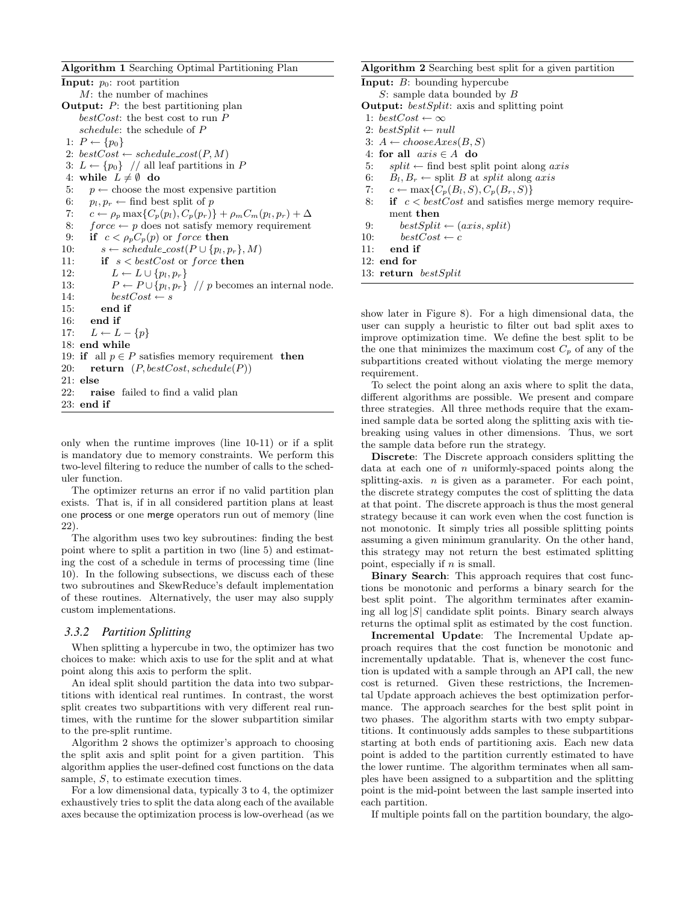**Algorithm 1** Searching Optimal Partitioning Plan

**Input:** $p_0$: root partition
  $M$: the number of machines
**Output:** $P$: the best partitioning plan
  $bestCost$: the best cost to run $P$
  $schedule$: the schedule of $P$

```
1: P ← {p_0}
2: bestCost ← schedule_cost(P, M)
3: L ← {p_0}  // all leaf partitions in P
4: while L ≠ ∅ do
5:   p ← choose the most expensive partition
6:   p_l, p_r ← find best split of p
7:   c ← ρ_p max{C_p(p_l), C_p(p_r)} + ρ_m C_m(p_l, p_r) + Δ
8:   force ← p does not satisfy memory requirement
9:   if c < ρ_p C_p(p) or force then
10:    s ← schedule_cost(P ∪ {p_l, p_r}, M)
11:    if s < bestCost or force then
12:      L ← L ∪ {p_l, p_r}
13:      P ← P ∪ {p_l, p_r}  // p becomes an internal node.
14:      bestCost ← s
15:    end if
16:  end if
17:  L ← L − {p}
18: end while
19: if all p ∈ P satisfies memory requirement then
20:   return (P, bestCost, schedule(P))
21: else
22:   raise failed to find a valid plan
23: end if
```

only when the runtime improves (line 10-11) or if a split is mandatory due to memory constraints. We perform this two-level filtering to reduce the number of calls to the scheduler function.

The optimizer returns an error if no valid partition plan exists. That is, if in all considered partition plans at least one process or one merge operators run out of memory (line 22).

The algorithm uses two key subroutines: finding the best point where to split a partition in two (line 5) and estimating the cost of a schedule in terms of processing time (line 10). In the following subsections, we discuss each of these two subroutines and SkewReduce's default implementation of these routines. Alternatively, the user may also supply custom implementations.

### *3.3.2 Partition Splitting*

When splitting a hypercube in two, the optimizer has two choices to make: which axis to use for the split and at what point along this axis to perform the split.

An ideal split should partition the data into two subpartitions with identical real runtimes. In contrast, the worst split creates two subpartitions with very different real runtimes, with the runtime for the slower subpartition similar to the pre-split runtime.

Algorithm 2 shows the optimizer's approach to choosing the split axis and split point for a given partition. This algorithm applies the user-defined cost functions on the data sample, $S$, to estimate execution times.

For a low dimensional data, typically 3 to 4, the optimizer exhaustively tries to split the data along each of the available axes because the optimization process is low-overhead (as we

**Algorithm 2** Searching best split for a given partition

**Input:** $B$: bounding hypercube
  $S$: sample data bounded by $B$
**Output:** $bestSplit$: axis and splitting point

```
1: bestCost ← ∞
2: bestSplit ← null
3: A ← chooseAxes(B, S)
4: for all axis ∈ A do
5:   split ← find best split point along axis
6:   B_l, B_r ← split B at split along axis
7:   c ← max{C_p(B_l, S), C_p(B_r, S)}
8:   if c < bestCost and satisfies merge memory requirement then
9:     bestSplit ← (axis, split)
10:    bestCost ← c
11:  end if
12: end for
13: return bestSplit
```

show later in Figure 8). For a high dimensional data, the user can supply a heuristic to filter out bad split axes to improve optimization time. We define the best split to be the one that minimizes the maximum cost $C_p$ of any of the subpartitions created without violating the merge memory requirement.

To select the point along an axis where to split the data, different algorithms are possible. We present and compare three strategies. All three methods require that the examined sample data be sorted along the splitting axis with tie-breaking using values in other dimensions. Thus, we sort the sample data before run the strategy.

**Discrete**: The Discrete approach considers splitting the data at each one of $n$ uniformly-spaced points along the splitting-axis. $n$ is given as a parameter. For each point, the discrete strategy computes the cost of splitting the data at that point. The discrete approach is thus the most general strategy because it can work even when the cost function is not monotonic. It simply tries all possible splitting points assuming a given minimum granularity. On the other hand, this strategy may not return the best estimated splitting point, especially if $n$ is small.

**Binary Search**: This approach requires that cost functions be monotonic and performs a binary search for the best split point. The algorithm terminates after examining all $\log |S|$ candidate split points. Binary search always returns the optimal split as estimated by the cost function.

**Incremental Update**: The Incremental Update approach requires that the cost function be monotonic and incrementally updatable. That is, whenever the cost function is updated with a sample through an API call, the new cost is returned. Given these restrictions, the Incremental Update approach achieves the best optimization performance. The approach searches for the best split point in two phases. The algorithm starts with two empty subpartitions. It continuously adds samples to these subpartitions starting at both ends of partitioning axis. Each new data point is added to the partition currently estimated to have the lower runtime. The algorithm terminates when all samples have been assigned to a subpartition and the splitting point is the mid-point between the last sample inserted into each partition.

If multiple points fall on the partition boundary, the algo-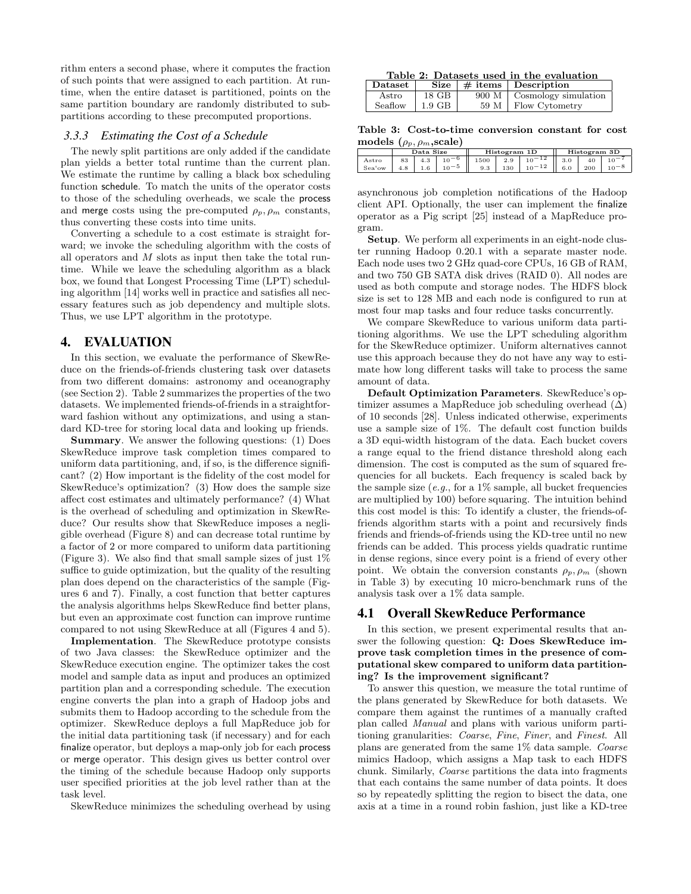rithm enters a second phase, where it computes the fraction of such points that were assigned to each partition. At runtime, when the entire dataset is partitioned, points on the same partition boundary are randomly distributed to subpartitions according to these precomputed proportions.

#### 3.3.3 Estimating the Cost of a Schedule

The newly split partitions are only added if the candidate plan yields a better total runtime than the current plan. We estimate the runtime by calling a black box scheduling function schedule. To match the units of the operator costs to those of the scheduling overheads, we scale the process and merge costs using the pre-computed $\rho_p, \rho_m$ constants, thus converting these costs into time units.

Converting a schedule to a cost estimate is straight forward; we invoke the scheduling algorithm with the costs of all operators and $M$ slots as input then take the total runtime. While we leave the scheduling algorithm as a black box, we found that Longest Processing Time (LPT) scheduling algorithm [14] works well in practice and satisfies all necessary features such as job dependency and multiple slots. Thus, we use LPT algorithm in the prototype.

## 4. EVALUATION

In this section, we evaluate the performance of SkewReduce on the friends-of-friends clustering task over datasets from two different domains: astronomy and oceanography (see Section 2). Table 2 summarizes the properties of the two datasets. We implemented friends-of-friends in a straightforward fashion without any optimizations, and using a standard KD-tree for storing local data and looking up friends.

**Summary**. We answer the following questions: (1) Does SkewReduce improve task completion times compared to uniform data partitioning, and, if so, is the difference significant? (2) How important is the fidelity of the cost model for SkewReduce's optimization? (3) How does the sample size affect cost estimates and ultimately performance? (4) What is the overhead of scheduling and optimization in SkewReduce? Our results show that SkewReduce imposes a negligible overhead (Figure 8) and can decrease total runtime by a factor of 2 or more compared to uniform data partitioning (Figure 3). We also find that small sample sizes of just 1% suffice to guide optimization, but the quality of the resulting plan does depend on the characteristics of the sample (Figures 6 and 7). Finally, a cost function that better captures the analysis algorithms helps SkewReduce find better plans, but even an approximate cost function can improve runtime compared to not using SkewReduce at all (Figures 4 and 5).

**Implementation**. The SkewReduce prototype consists of two Java classes: the SkewReduce optimizer and the SkewReduce execution engine. The optimizer takes the cost model and sample data as input and produces an optimized partition plan and a corresponding schedule. The execution engine converts the plan into a graph of Hadoop jobs and submits them to Hadoop according to the schedule from the optimizer. SkewReduce deploys a full MapReduce job for the initial data partitioning task (if necessary) and for each finalize operator, but deploys a map-only job for each process or merge operator. This design gives us better control over the timing of the schedule because Hadoop only supports user specified priorities at the job level rather than at the task level.

SkewReduce minimizes the scheduling overhead by using

**Table 2: Datasets used in the evaluation**

| Dataset | Size | # items | Description |
|---|---|---|---|
| Astro | 18 GB | 900 M | Cosmology simulation |
| Seaflow | 1.9 GB | 59 M | Flow Cytometry |

**Table 3: Cost-to-time conversion constant for cost models ($\rho_p, \rho_m$,scale)**

| | Data Size | | | Histogram 1D | | | Histogram 3D | | |
|---|---|---|---|---|---|---|---|---|---|
| Astro | 83 | 4.3 | $10^{-6}$ | 1500 | 2.9 | $10^{-12}$ | 3.0 | 40 | $10^{-7}$ |
| Seaflow | 4.8 | 1.6 | $10^{-5}$ | 9.3 | 130 | $10^{-12}$ | 6.0 | 200 | $10^{-8}$ |

asynchronous job completion notifications of the Hadoop client API. Optionally, the user can implement the finalize operator as a Pig script [25] instead of a MapReduce program.

**Setup**. We perform all experiments in an eight-node cluster running Hadoop 0.20.1 with a separate master node. Each node uses two 2 GHz quad-core CPUs, 16 GB of RAM, and two 750 GB SATA disk drives (RAID 0). All nodes are used as both compute and storage nodes. The HDFS block size is set to 128 MB and each node is configured to run at most four map tasks and four reduce tasks concurrently.

We compare SkewReduce to various uniform data partitioning algorithms. We use the LPT scheduling algorithm for the SkewReduce optimizer. Uniform alternatives cannot use this approach because they do not have any way to estimate how long different tasks will take to process the same amount of data.

**Default Optimization Parameters**. SkewReduce's optimizer assumes a MapReduce job scheduling overhead ($\Delta$) of 10 seconds [28]. Unless indicated otherwise, experiments use a sample size of 1%. The default cost function builds a 3D equi-width histogram of the data. Each bucket covers a range equal to the friend distance threshold along each dimension. The cost is computed as the sum of squared frequencies for all buckets. Each frequency is scaled back by the sample size (*e.g.*, for a 1% sample, all bucket frequencies are multiplied by 100) before squaring. The intuition behind this cost model is this: To identify a cluster, the friends-of-friends algorithm starts with a point and recursively finds friends and friends-of-friends using the KD-tree until no new friends can be added. This process yields quadratic runtime in dense regions, since every point is a friend of every other point. We obtain the conversion constants $\rho_p, \rho_m$ (shown in Table 3) by executing 10 micro-benchmark runs of the analysis task over a 1% data sample.

### 4.1 Overall SkewReduce Performance

In this section, we present experimental results that answer the following question: **Q: Does SkewReduce improve task completion times in the presence of computational skew compared to uniform data partitioning? Is the improvement significant?**

To answer this question, we measure the total runtime of the plans generated by SkewReduce for both datasets. We compare them against the runtimes of a manually crafted plan called *Manual* and plans with various uniform partitioning granularities: *Coarse*, *Fine*, *Finer*, and *Finest*. All plans are generated from the same 1% data sample. *Coarse* mimics Hadoop, which assigns a Map task to each HDFS chunk. Similarly, *Coarse* partitions the data into fragments that each contains the same number of data points. It does so by repeatedly splitting the region to bisect the data, one axis at a time in a round robin fashion, just like a KD-tree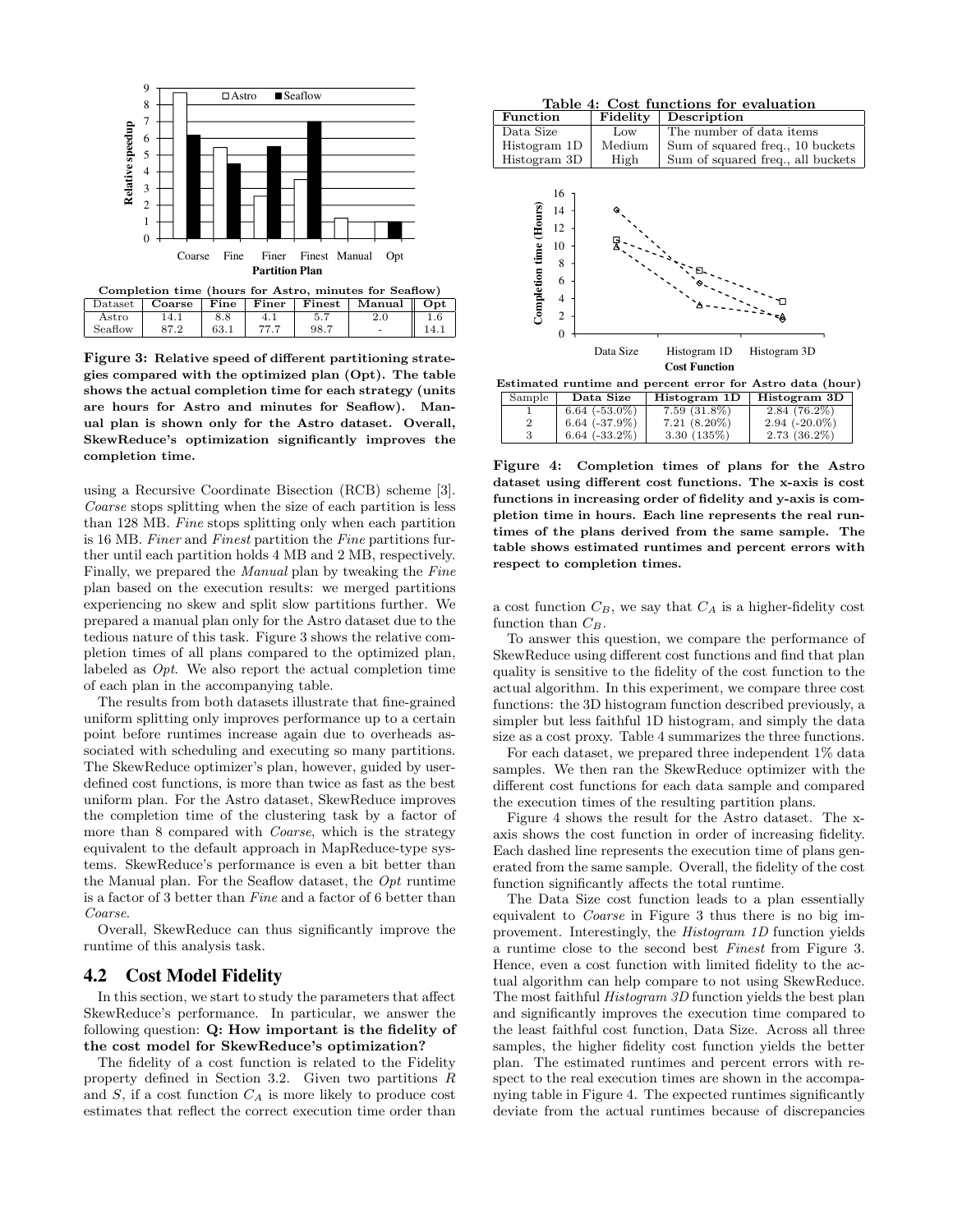Completion time (hours for Astro, minutes for Seaflow)

| Dataset | Coarse | Fine | Finer | Finest | Manual | Opt |
|---|---|---|---|---|---|---|
| Astro | 14.1 | 8.8 | 4.1 | 5.7 | 2.0 | 1.6 |
| Seaflow | 87.2 | 63.1 | 77.7 | 98.7 | - | 14.1 |

**Figure 3: Relative speed of different partitioning strategies compared with the optimized plan (Opt). The table shows the actual completion time for each strategy (units are hours for Astro and minutes for Seaflow). Manual plan is shown only for the Astro dataset. Overall, SkewReduce's optimization significantly improves the completion time.**

using a Recursive Coordinate Bisection (RCB) scheme [3]. *Coarse* stops splitting when the size of each partition is less than 128 MB. *Fine* stops splitting only when each partition is 16 MB. *Finer* and *Finest* partition the *Fine* partitions further until each partition holds 4 MB and 2 MB, respectively. Finally, we prepared the *Manual* plan by tweaking the *Fine* plan based on the execution results: we merged partitions experiencing no skew and split slow partitions further. We prepared a manual plan only for the Astro dataset due to the tedious nature of this task. Figure 3 shows the relative completion times of all plans compared to the optimized plan, labeled as *Opt*. We also report the actual completion time of each plan in the accompanying table.

The results from both datasets illustrate that fine-grained uniform splitting only improves performance up to a certain point before runtimes increase again due to overheads associated with scheduling and executing so many partitions. The SkewReduce optimizer's plan, however, guided by user-defined cost functions, is more than twice as fast as the best uniform plan. For the Astro dataset, SkewReduce improves the completion time of the clustering task by a factor of more than 8 compared with *Coarse*, which is the strategy equivalent to the default approach in MapReduce-type systems. SkewReduce's performance is even a bit better than the Manual plan. For the Seaflow dataset, the *Opt* runtime is a factor of 3 better than *Fine* and a factor of 6 better than *Coarse*.

Overall, SkewReduce can thus significantly improve the runtime of this analysis task.

## 4.2 Cost Model Fidelity

In this section, we start to study the parameters that affect SkewReduce's performance. In particular, we answer the following question: **Q: How important is the fidelity of the cost model for SkewReduce's optimization?**

The fidelity of a cost function is related to the Fidelity property defined in Section 3.2. Given two partitions $R$ and $S$, if a cost function $C_A$ is more likely to produce cost estimates that reflect the correct execution time order than a cost function $C_B$, we say that $C_A$ is a higher-fidelity cost function than $C_B$.

**Table 4: Cost functions for evaluation**

| Function | Fidelity | Description |
|---|---|---|
| Data Size | Low | The number of data items |
| Histogram 1D | Medium | Sum of squared freq., 10 buckets |
| Histogram 3D | High | Sum of squared freq., all buckets |

Estimated runtime and percent error for Astro data (hour)

| Sample | Data Size | Histogram 1D | Histogram 3D |
|---|---|---|---|
| 1 | 6.64 (-53.0%) | 7.59 (31.8%) | 2.84 (76.2%) |
| 2 | 6.64 (-37.9%) | 7.21 (8.20%) | 2.94 (-20.0%) |
| 3 | 6.64 (-33.2%) | 3.30 (135%) | 2.73 (36.2%) |

**Figure 4: Completion times of plans for the Astro dataset using different cost functions. The x-axis is cost functions in increasing order of fidelity and y-axis is completion time in hours. Each line represents the real runtimes of the plans derived from the same sample. The table shows estimated runtimes and percent errors with respect to completion times.**

To answer this question, we compare the performance of SkewReduce using different cost functions and find that plan quality is sensitive to the fidelity of the cost function to the actual algorithm. In this experiment, we compare three cost functions: the 3D histogram function described previously, a simpler but less faithful 1D histogram, and simply the data size as a cost proxy. Table 4 summarizes the three functions.

For each dataset, we prepared three independent 1% data samples. We then ran the SkewReduce optimizer with the different cost functions for each data sample and compared the execution times of the resulting partition plans.

Figure 4 shows the result for the Astro dataset. The x-axis shows the cost function in order of increasing fidelity. Each dashed line represents the execution time of plans generated from the same sample. Overall, the fidelity of the cost function significantly affects the total runtime.

The Data Size cost function leads to a plan essentially equivalent to *Coarse* in Figure 3 thus there is no big improvement. Interestingly, the *Histogram 1D* function yields a runtime close to the second best *Finest* from Figure 3. Hence, even a cost function with limited fidelity to the actual algorithm can help compare to not using SkewReduce. The most faithful *Histogram 3D* function yields the best plan and significantly improves the execution time compared to the least faithful cost function, Data Size. Across all three samples, the higher fidelity cost function yields the better plan. The estimated runtimes and percent errors with respect to the real execution times are shown in the accompanying table in Figure 4. The expected runtimes significantly deviate from the actual runtimes because of discrepancies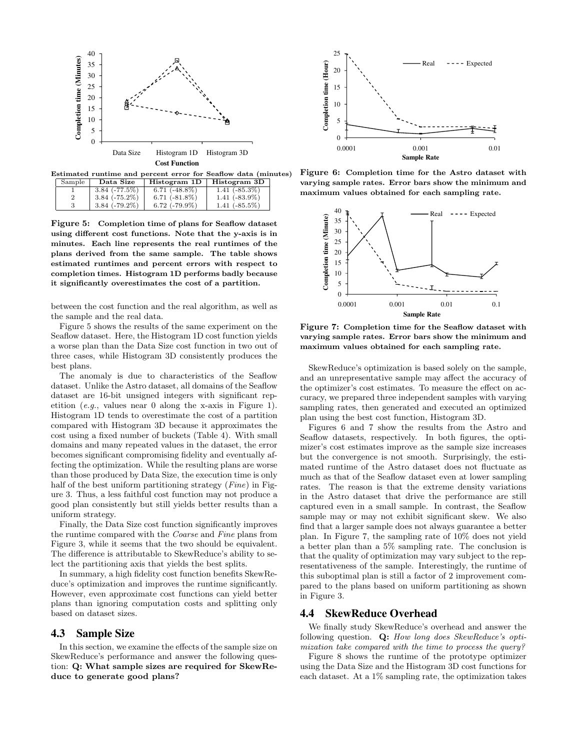40
35
30
25
20
15
10
5
0

Completion time (Minutes)

Data Size
Histogram 1D
Histogram 3D

Cost Function

**Estimated runtime and percent error for Seaflow data (minutes)**

| Sample | Data Size | Histogram 1D | Histogram 3D |
|---|---|---|---|
| 1 | 3.84 (-77.5%) | 6.71 (-48.8%) | 1.41 (-85.3%) |
| 2 | 3.84 (-75.2%) | 6.71 (-81.8%) | 1.41 (-83.9%) |
| 3 | 3.84 (-79.2%) | 6.72 (-79.9%) | 1.41 (-85.5%) |

**Figure 5: Completion time of plans for Seaflow dataset using different cost functions. Note that the y-axis is in minutes. Each line represents the real runtimes of the plans derived from the same sample. The table shows estimated runtimes and percent errors with respect to completion times. Histogram 1D performs badly because it significantly overestimates the cost of a partition.**

between the cost function and the real algorithm, as well as the sample and the real data.

Figure 5 shows the results of the same experiment on the Seaflow dataset. Here, the Histogram 1D cost function yields a worse plan than the Data Size cost function in two out of three cases, while Histogram 3D consistently produces the best plans.

The anomaly is due to characteristics of the Seaflow dataset. Unlike the Astro dataset, all domains of the Seaflow dataset are 16-bit unsigned integers with significant repetition (*e.g.*, values near 0 along the x-axis in Figure 1). Histogram 1D tends to overestimate the cost of a partition compared with Histogram 3D because it approximates the cost using a fixed number of buckets (Table 4). With small domains and many repeated values in the dataset, the error becomes significant compromising fidelity and eventually affecting the optimization. While the resulting plans are worse than those produced by Data Size, the execution time is only half of the best uniform partitioning strategy (*Fine*) in Figure 3. Thus, a less faithful cost function may not produce a good plan consistently but still yields better results than a uniform strategy.

Finally, the Data Size cost function significantly improves the runtime compared with the *Coarse* and *Fine* plans from Figure 3, while it seems that the two should be equivalent. The difference is attributable to SkewReduce's ability to select the partitioning axis that yields the best splits.

In summary, a high fidelity cost function benefits SkewReduce's optimization and improves the runtime significantly. However, even approximate cost functions can yield better plans than ignoring computation costs and splitting only based on dataset sizes.

## 4.3 Sample Size

In this section, we examine the effects of the sample size on SkewReduce's performance and answer the following question: **Q: What sample sizes are required for SkewReduce to generate good plans?**

25
20
15
10
5
0

Completion time (Hour)

Real
Expected

0.0001
0.001
0.01

Sample Rate

**Figure 6: Completion time for the Astro dataset with varying sample rates. Error bars show the minimum and maximum values obtained for each sampling rate.**

40
35
30
25
20
15
10
5
0

Completion time (Minute)

Real
Expected

0.0001
0.001
0.01
0.1

Sample Rate

**Figure 7: Completion time for the Seaflow dataset with varying sample rates. Error bars show the minimum and maximum values obtained for each sampling rate.**

SkewReduce's optimization is based solely on the sample, and an unrepresentative sample may affect the accuracy of the optimizer's cost estimates. To measure the effect on accuracy, we prepared three independent samples with varying sampling rates, then generated and executed an optimized plan using the best cost function, Histogram 3D.

Figures 6 and 7 show the results from the Astro and Seaflow datasets, respectively. In both figures, the optimizer's cost estimates improve as the sample size increases but the convergence is not smooth. Surprisingly, the estimated runtime of the Astro dataset does not fluctuate as much as that of the Seaflow dataset even at lower sampling rates. The reason is that the extreme density variations in the Astro dataset that drive the performance are still captured even in a small sample. In contrast, the Seaflow sample may or may not exhibit significant skew. We also find that a larger sample does not always guarantee a better plan. In Figure 7, the sampling rate of 10% does not yield a better plan than a 5% sampling rate. The conclusion is that the quality of optimization may vary subject to the representativeness of the sample. Interestingly, the runtime of this suboptimal plan is still a factor of 2 improvement compared to the plans based on uniform partitioning as shown in Figure 3.

## 4.4 SkewReduce Overhead

We finally study SkewReduce's overhead and answer the following question. **Q:** *How long does SkewReduce's optimization take compared with the time to process the query?*

Figure 8 shows the runtime of the prototype optimizer using the Data Size and the Histogram 3D cost functions for each dataset. At a 1% sampling rate, the optimization takes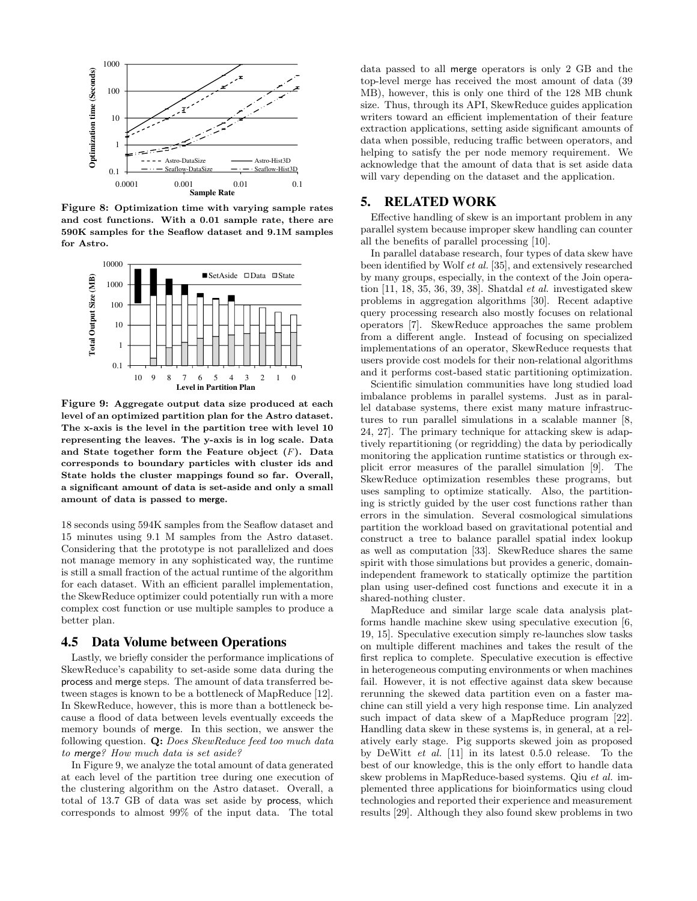Figure 8: Optimization time with varying sample rates and cost functions. With a 0.01 sample rate, there are 590K samples for the Seaflow dataset and 9.1M samples for Astro.

Figure 9: Aggregate output data size produced at each level of an optimized partition plan for the Astro dataset. The x-axis is the level in the partition tree with level 10 representing the leaves. The y-axis is in log scale. Data and State together form the Feature object ($F$). Data corresponds to boundary particles with cluster ids and State holds the cluster mappings found so far. Overall, a significant amount of data is set-aside and only a small amount of data is passed to merge.

18 seconds using 594K samples from the Seaflow dataset and 15 minutes using 9.1 M samples from the Astro dataset. Considering that the prototype is not parallelized and does not manage memory in any sophisticated way, the runtime is still a small fraction of the actual runtime of the algorithm for each dataset. With an efficient parallel implementation, the SkewReduce optimizer could potentially run with a more complex cost function or use multiple samples to produce a better plan.

### 4.5 Data Volume between Operations

Lastly, we briefly consider the performance implications of SkewReduce's capability to set-aside some data during the process and merge steps. The amount of data transferred between stages is known to be a bottleneck of MapReduce [12]. In SkewReduce, however, this is more than a bottleneck because a flood of data between levels eventually exceeds the memory bounds of merge. In this section, we answer the following question. **Q:** *Does SkewReduce feed too much data to merge? How much data is set aside?*

In Figure 9, we analyze the total amount of data generated at each level of the partition tree during one execution of the clustering algorithm on the Astro dataset. Overall, a total of 13.7 GB of data was set aside by process, which corresponds to almost 99% of the input data. The total data passed to all merge operators is only 2 GB and the top-level merge has received the most amount of data (39 MB), however, this is only one third of the 128 MB chunk size. Thus, through its API, SkewReduce guides application writers toward an efficient implementation of their feature extraction applications, setting aside significant amounts of data when possible, reducing traffic between operators, and helping to satisfy the per node memory requirement. We acknowledge that the amount of data that is set aside data will vary depending on the dataset and the application.

## 5. RELATED WORK

Effective handling of skew is an important problem in any parallel system because improper skew handling can counter all the benefits of parallel processing [10].

In parallel database research, four types of data skew have been identified by Wolf *et al.* [35], and extensively researched by many groups, especially, in the context of the Join operation [11, 18, 35, 36, 39, 38]. Shatdal *et al.* investigated skew problems in aggregation algorithms [30]. Recent adaptive query processing research also mostly focuses on relational operators [7]. SkewReduce approaches the same problem from a different angle. Instead of focusing on specialized implementations of an operator, SkewReduce requests that users provide cost models for their non-relational algorithms and it performs cost-based static partitioning optimization.

Scientific simulation communities have long studied load imbalance problems in parallel systems. Just as in parallel database systems, there exist many mature infrastructures to run parallel simulations in a scalable manner [8, 24, 27]. The primary technique for attacking skew is adaptively repartitioning (or regridding) the data by periodically monitoring the application runtime statistics or through explicit error measures of the parallel simulation [9]. The SkewReduce optimization resembles these programs, but uses sampling to optimize statically. Also, the partitioning is strictly guided by the user cost functions rather than errors in the simulation. Several cosmological simulations partition the workload based on gravitational potential and construct a tree to balance parallel spatial index lookup as well as computation [33]. SkewReduce shares the same spirit with those simulations but provides a generic, domain-independent framework to statically optimize the partition plan using user-defined cost functions and execute it in a shared-nothing cluster.

MapReduce and similar large scale data analysis platforms handle machine skew using speculative execution [6, 19, 15]. Speculative execution simply re-launches slow tasks on multiple different machines and takes the result of the first replica to complete. Speculative execution is effective in heterogeneous computing environments or when machines fail. However, it is not effective against data skew because rerunning the skewed data partition even on a faster machine can still yield a very high response time. Lin analyzed such impact of data skew of a MapReduce program [22]. Handling data skew in these systems is, in general, at a relatively early stage. Pig supports skewed join as proposed by DeWitt *et al.* [11] in its latest 0.5.0 release. To the best of our knowledge, this is the only effort to handle data skew problems in MapReduce-based systems. Qiu *et al.* implemented three applications for bioinformatics using cloud technologies and reported their experience and measurement results [29]. Although they also found skew problems in two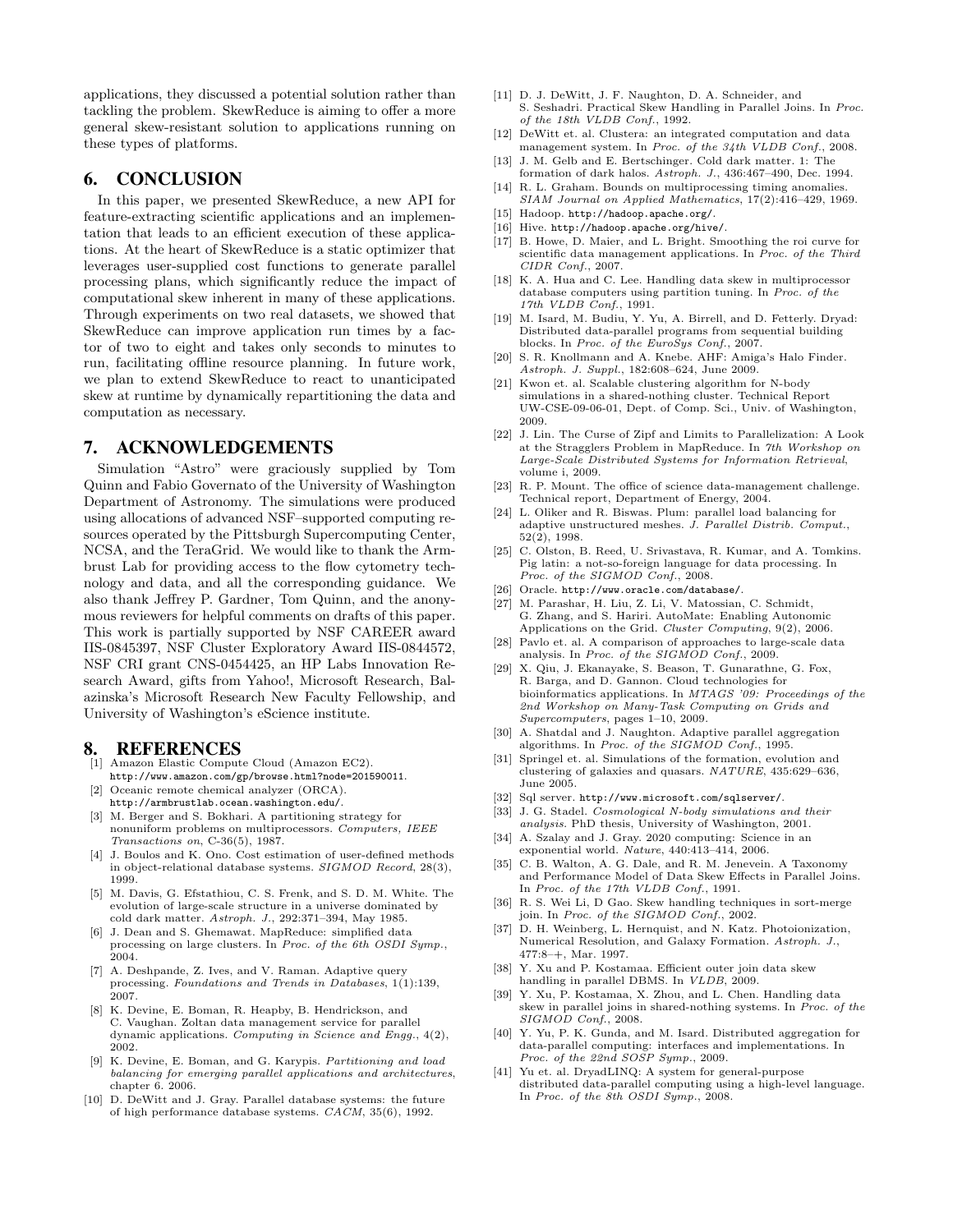applications, they discussed a potential solution rather than tackling the problem. SkewReduce is aiming to offer a more general skew-resistant solution to applications running on these types of platforms.

## 6. CONCLUSION

In this paper, we presented SkewReduce, a new API for feature-extracting scientific applications and an implementation that leads to an efficient execution of these applications. At the heart of SkewReduce is a static optimizer that leverages user-supplied cost functions to generate parallel processing plans, which significantly reduce the impact of computational skew inherent in many of these applications. Through experiments on two real datasets, we showed that SkewReduce can improve application run times by a factor of two to eight and takes only seconds to minutes to run, facilitating offline resource planning. In future work, we plan to extend SkewReduce to react to unanticipated skew at runtime by dynamically repartitioning the data and computation as necessary.

## 7. ACKNOWLEDGEMENTS

Simulation "Astro" were graciously supplied by Tom Quinn and Fabio Governato of the University of Washington Department of Astronomy. The simulations were produced using allocations of advanced NSF–supported computing resources operated by the Pittsburgh Supercomputing Center, NCSA, and the TeraGrid. We would like to thank the Armbrust Lab for providing access to the flow cytometry technology and data, and all the corresponding guidance. We also thank Jeffrey P. Gardner, Tom Quinn, and the anonymous reviewers for helpful comments on drafts of this paper. This work is partially supported by NSF CAREER award IIS-0845397, NSF Cluster Exploratory Award IIS-0844572, NSF CRI grant CNS-0454425, an HP Labs Innovation Research Award, gifts from Yahoo!, Microsoft Research, Balazinska's Microsoft Research New Faculty Fellowship, and University of Washington's eScience institute.

## 8. REFERENCES

[1] Amazon Elastic Compute Cloud (Amazon EC2). http://www.amazon.com/gp/browse.html?node=201590011.

[2] Oceanic remote chemical analyzer (ORCA). http://armbrustlab.ocean.washington.edu/.

[3] M. Berger and S. Bokhari. A partitioning strategy for nonuniform problems on multiprocessors. *Computers, IEEE Transactions on*, C-36(5), 1987.

[4] J. Boulos and K. Ono. Cost estimation of user-defined methods in object-relational database systems. *SIGMOD Record*, 28(3), 1999.

[5] M. Davis, G. Efstathiou, C. S. Frenk, and S. D. M. White. The evolution of large-scale structure in a universe dominated by cold dark matter. *Astroph. J.*, 292:371–394, May 1985.

[6] J. Dean and S. Ghemawat. MapReduce: simplified data processing on large clusters. In *Proc. of the 6th OSDI Symp.*, 2004.

[7] A. Deshpande, Z. Ives, and V. Raman. Adaptive query processing. *Foundations and Trends in Databases*, 1(1):139, 2007.

[8] K. Devine, E. Boman, R. Heapby, B. Hendrickson, and C. Vaughan. Zoltan data management service for parallel dynamic applications. *Computing in Science and Engg.*, 4(2), 2002.

[9] K. Devine, E. Boman, and G. Karypis. *Partitioning and load balancing for emerging parallel applications and architectures*, chapter 6. 2006.

[10] D. DeWitt and J. Gray. Parallel database systems: the future of high performance database systems. *CACM*, 35(6), 1992.

[11] D. J. DeWitt, J. F. Naughton, D. A. Schneider, and S. Seshadri. Practical Skew Handling in Parallel Joins. In *Proc. of the 18th VLDB Conf.*, 1992.

[12] DeWitt et. al. Clustera: an integrated computation and data management system. In *Proc. of the 34th VLDB Conf.*, 2008.

[13] J. M. Gelb and E. Bertschinger. Cold dark matter. 1: The formation of dark halos. *Astroph. J.*, 436:467–490, Dec. 1994.

[14] R. L. Graham. Bounds on multiprocessing timing anomalies. *SIAM Journal on Applied Mathematics*, 17(2):416–429, 1969.

[15] Hadoop. http://hadoop.apache.org/.

[16] Hive. http://hadoop.apache.org/hive/.

[17] B. Howe, D. Maier, and L. Bright. Smoothing the roi curve for scientific data management applications. In *Proc. of the Third CIDR Conf.*, 2007.

[18] K. A. Hua and C. Lee. Handling data skew in multiprocessor database computers using partition tuning. In *Proc. of the 17th VLDB Conf.*, 1991.

[19] M. Isard, M. Budiu, Y. Yu, A. Birrell, and D. Fetterly. Dryad: Distributed data-parallel programs from sequential building blocks. In *Proc. of the EuroSys Conf.*, 2007.

[20] S. R. Knollmann and A. Knebe. AHF: Amiga's Halo Finder. *Astroph. J. Suppl.*, 182:608–624, June 2009.

[21] Kwon et. al. Scalable clustering algorithm for N-body simulations in a shared-nothing cluster. Technical Report UW-CSE-09-06-01, Dept. of Comp. Sci., Univ. of Washington, 2009.

[22] J. Lin. The Curse of Zipf and Limits to Parallelization: A Look at the Stragglers Problem in MapReduce. In *7th Workshop on Large-Scale Distributed Systems for Information Retrieval*, volume i, 2009.

[23] R. P. Mount. The office of science data-management challenge. Technical report, Department of Energy, 2004.

[24] L. Oliker and R. Biswas. Plum: parallel load balancing for adaptive unstructured meshes. *J. Parallel Distrib. Comput.*, 52(2), 1998.

[25] C. Olston, B. Reed, U. Srivastava, R. Kumar, and A. Tomkins. Pig latin: a not-so-foreign language for data processing. In *Proc. of the SIGMOD Conf.*, 2008.

[26] Oracle. http://www.oracle.com/database/.

[27] M. Parashar, H. Liu, Z. Li, V. Matossian, C. Schmidt, G. Zhang, and S. Hariri. AutoMate: Enabling Autonomic Applications on the Grid. *Cluster Computing*, 9(2), 2006.

[28] Pavlo et. al. A comparison of approaches to large-scale data analysis. In *Proc. of the SIGMOD Conf.*, 2009.

[29] X. Qiu, J. Ekanayake, S. Beason, T. Gunarathne, G. Fox, R. Barga, and D. Gannon. Cloud technologies for bioinformatics applications. In *MTAGS '09: Proceedings of the 2nd Workshop on Many-Task Computing on Grids and Supercomputers*, pages 1–10, 2009.

[30] A. Shatdal and J. Naughton. Adaptive parallel aggregation algorithms. In *Proc. of the SIGMOD Conf.*, 1995.

[31] Springel et. al. Simulations of the formation, evolution and clustering of galaxies and quasars. *NATURE*, 435:629–636, June 2005.

[32] Sql server. http://www.microsoft.com/sqlserver/.

[33] J. G. Stadel. *Cosmological N-body simulations and their analysis*. PhD thesis, University of Washington, 2001.

[34] A. Szalay and J. Gray. 2020 computing: Science in an exponential world. *Nature*, 440:413–414, 2006.

[35] C. B. Walton, A. G. Dale, and R. M. Jenevein. A Taxonomy and Performance Model of Data Skew Effects in Parallel Joins. In *Proc. of the 17th VLDB Conf.*, 1991.

[36] R. S. Wei Li, D Gao. Skew handling techniques in sort-merge join. In *Proc. of the SIGMOD Conf.*, 2002.

[37] D. H. Weinberg, L. Hernquist, and N. Katz. Photoionization, Numerical Resolution, and Galaxy Formation. *Astroph. J.*, 477:8–+, Mar. 1997.

[38] Y. Xu and P. Kostamaa. Efficient outer join data skew handling in parallel DBMS. In *VLDB*, 2009.

[39] Y. Xu, P. Kostamaa, X. Zhou, and L. Chen. Handling data skew in parallel joins in shared-nothing systems. In *Proc. of the SIGMOD Conf.*, 2008.

[40] Y. Yu, P. K. Gunda, and M. Isard. Distributed aggregation for data-parallel computing: interfaces and implementations. In *Proc. of the 22nd SOSP Symp.*, 2009.

[41] Yu et. al. DryadLINQ: A system for general-purpose distributed data-parallel computing using a high-level language. In *Proc. of the 8th OSDI Symp.*, 2008.